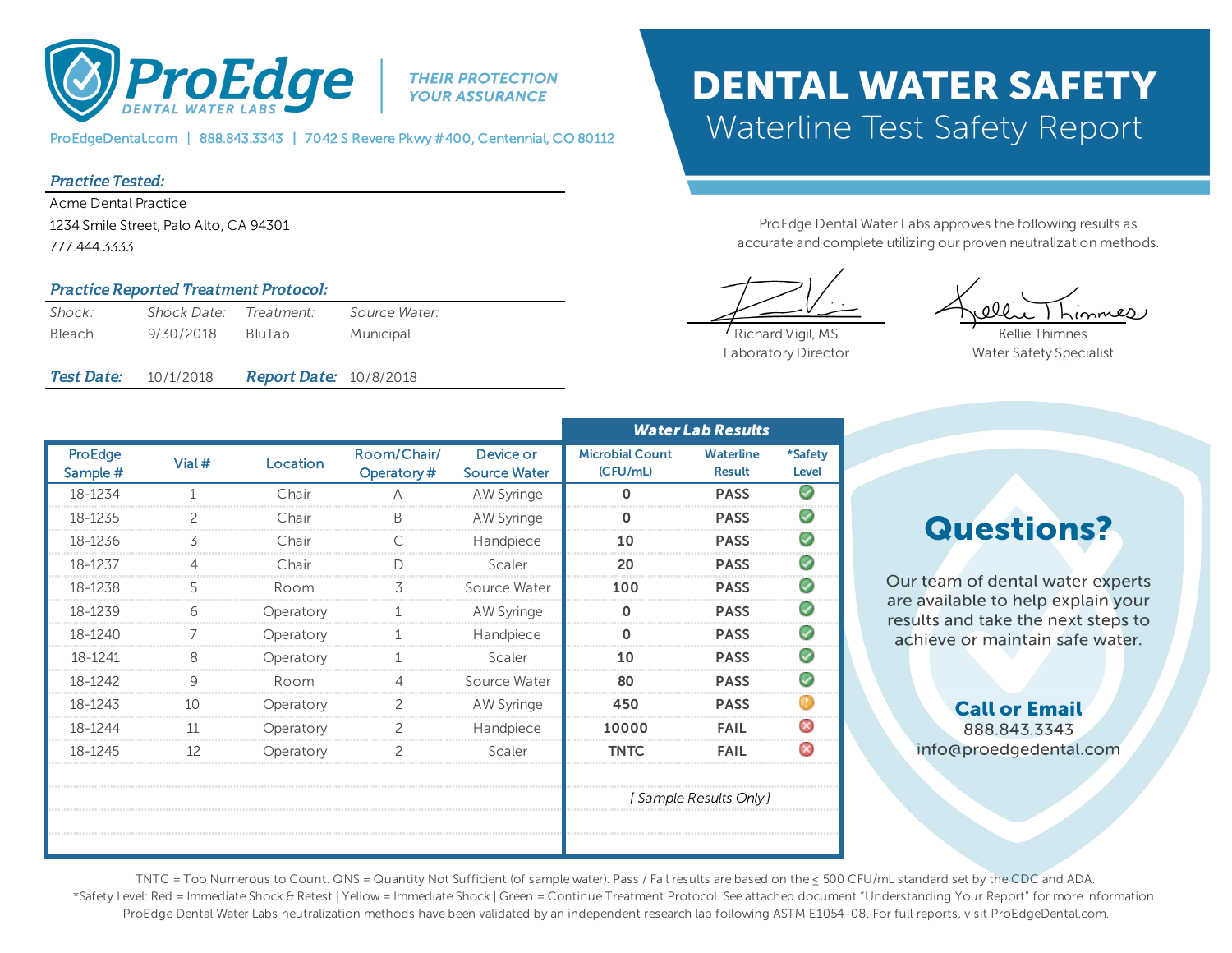# ProEdge DENTAL WATER LABS

THEIR PROTECTION YOUR ASSURANCE

ProEdgeDental.com | 888.843.3343 | 7042 S Revere Pkwy #400, Centennial, CO 80112

# DENTAL WATER SAFETY

## Waterline Test Safety Report

***Practice Tested:***

Acme Dental Practice
1234 Smile Street, Palo Alto, CA 94301
777.444.3333

***Practice Reported Treatment Protocol:***

| *Shock:* | *Shock Date:* | *Treatment:* | *Source Water:* |
|---|---|---|---|
| Bleach | 9/30/2018 | BluTab | Municipal |

***Test Date:*** 10/1/2018 ***Report Date:*** 10/8/2018

ProEdge Dental Water Labs approves the following results as accurate and complete utilizing our proven neutralization methods.

Richard Vigil, MS
Laboratory Director

Kellie Thimnes
Water Safety Specialist

| ProEdge Sample # | Vial # | Location | Room/Chair/ Operatory # | Device or Source Water | ***Water Lab Results*** Microbial Count (CFU/mL) | Waterline Result | *Safety Level |
|---|---|---|---|---|---|---|---|
| 18-1234 | 1 | Chair | A | AW Syringe | **0** | **PASS** | Green |
| 18-1235 | 2 | Chair | B | AW Syringe | **0** | **PASS** | Green |
| 18-1236 | 3 | Chair | C | Handpiece | **10** | **PASS** | Green |
| 18-1237 | 4 | Chair | D | Scaler | **20** | **PASS** | Green |
| 18-1238 | 5 | Room | 3 | Source Water | **100** | **PASS** | Green |
| 18-1239 | 6 | Operatory | 1 | AW Syringe | **0** | **PASS** | Green |
| 18-1240 | 7 | Operatory | 1 | Handpiece | **0** | **PASS** | Green |
| 18-1241 | 8 | Operatory | 1 | Scaler | **10** | **PASS** | Green |
| 18-1242 | 9 | Room | 4 | Source Water | **80** | **PASS** | Green |
| 18-1243 | 10 | Operatory | 2 | AW Syringe | **450** | **PASS** | Yellow |
| 18-1244 | 11 | Operatory | 2 | Handpiece | **10000** | **FAIL** | Red |
| 18-1245 | 12 | Operatory | 2 | Scaler | **TNTC** | **FAIL** | Red |
| | | | | | *[ Sample Results Only ]* | | |

## Questions?

Our team of dental water experts are available to help explain your results and take the next steps to achieve or maintain safe water.

**Call or Email**
888.843.3343
info@proedgedental.com

TNTC = Too Numerous to Count. QNS = Quantity Not Sufficient (of sample water). Pass / Fail results are based on the ≤ 500 CFU/mL standard set by the CDC and ADA.
*Safety Level: Red = Immediate Shock & Retest | Yellow = Immediate Shock | Green = Continue Treatment Protocol. See attached document "Understanding Your Report" for more information.
ProEdge Dental Water Labs neutralization methods have been validated by an independent research lab following ASTM E1054-08. For full reports, visit ProEdgeDental.com.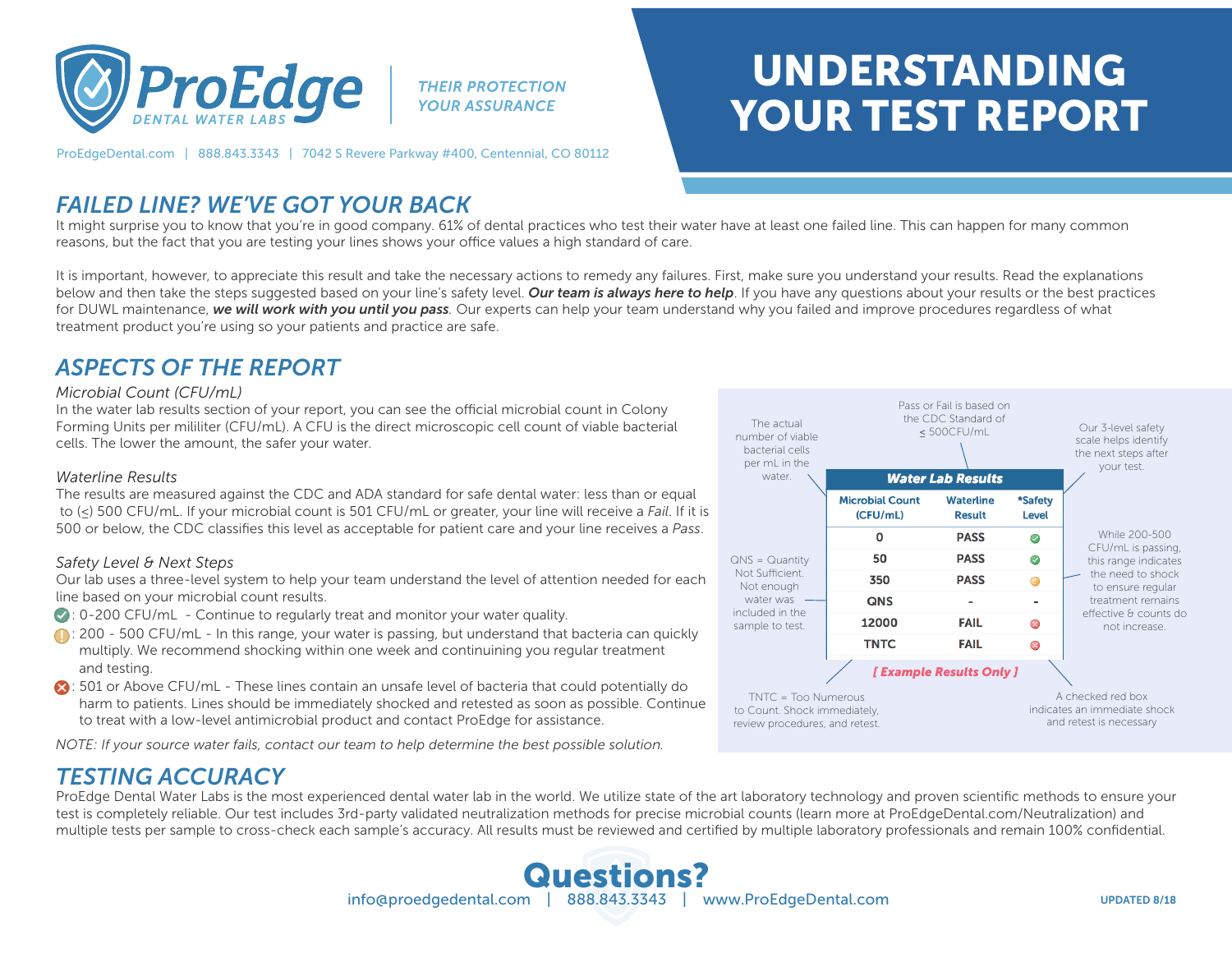# ProEdge DENTAL WATER LABS

THEIR PROTECTION
YOUR ASSURANCE

ProEdgeDental.com | 888.843.3343 | 7042 S Revere Parkway #400, Centennial, CO 80112

# UNDERSTANDING YOUR TEST REPORT

## *FAILED LINE? WE'VE GOT YOUR BACK*

It might surprise you to know that you're in good company. 61% of dental practices who test their water have at least one failed line. This can happen for many common reasons, but the fact that you are testing your lines shows your office values a high standard of care.

It is important, however, to appreciate this result and take the necessary actions to remedy any failures. First, make sure you understand your results. Read the explanations below and then take the steps suggested based on your line's safety level. ***Our team is always here to help***. If you have any questions about your results or the best practices for DUWL maintenance, ***we will work with you until you pass***. Our experts can help your team understand why you failed and improve procedures regardless of what treatment product you're using so your patients and practice are safe.

## *ASPECTS OF THE REPORT*

*Microbial Count (CFU/mL)*

In the water lab results section of your report, you can see the official microbial count in Colony Forming Units per mililiter (CFU/mL). A CFU is the direct microscopic cell count of viable bacterial cells. The lower the amount, the safer your water.

*Waterline Results*

The results are measured against the CDC and ADA standard for safe dental water: less than or equal to (≤) 500 CFU/mL. If your microbial count is 501 CFU/mL or greater, your line will receive a *Fail*. If it is 500 or below, the CDC classifies this level as acceptable for patient care and your line receives a *Pass*.

*Safety Level & Next Steps*

Our lab uses a three-level system to help your team understand the level of attention needed for each line based on your microbial count results.

- ✅: 0-200 CFU/mL - Continue to regularly treat and monitor your water quality.
- ⚠️: 200 - 500 CFU/mL - In this range, your water is passing, but understand that bacteria can quickly multiply. We recommend shocking within one week and continuining you regular treatment and testing.
- ❌: 501 or Above CFU/mL - These lines contain an unsafe level of bacteria that could potentially do harm to patients. Lines should be immediately shocked and retested as soon as possible. Continue to treat with a low-level antimicrobial product and contact ProEdge for assistance.

*NOTE: If your source water fails, contact our team to help determine the best possible solution.*

The actual number of viable bacterial cells per mL in the water.

Pass or Fail is based on the CDC Standard of ≤ 500CFU/mL

Our 3-level safety scale helps identify the next steps after your test.

**Water Lab Results**

| Microbial Count (CFU/mL) | Waterline Result | *Safety Level |
|---|---|---|
| 0 | PASS | ✅ |
| 50 | PASS | ✅ |
| 350 | PASS | ⚠️ |
| QNS | - | - |
| 12000 | FAIL | ❌ |
| TNTC | FAIL | ❌ |

***[ Example Results Only ]***

QNS = Quantity Not Sufficient. Not enough water was included in the sample to test.

While 200-500 CFU/mL is passing, this range indicates the need to shock to ensure regular treatment remains effective & counts do not increase.

TNTC = Too Numerous to Count. Shock immediately, review procedures, and retest.

A checked red box indicates an immediate shock and retest is necessary

## *TESTING ACCURACY*

ProEdge Dental Water Labs is the most experienced dental water lab in the world. We utilize state of the art laboratory technology and proven scientific methods to ensure your test is completely reliable. Our test includes 3rd-party validated neutralization methods for precise microbial counts (learn more at ProEdgeDental.com/Neutralization) and multiple tests per sample to cross-check each sample's accuracy. All results must be reviewed and certified by multiple laboratory professionals and remain 100% confidential.

## Questions?

info@proedgedental.com | 888.843.3343 | www.ProEdgeDental.com

UPDATED 8/18